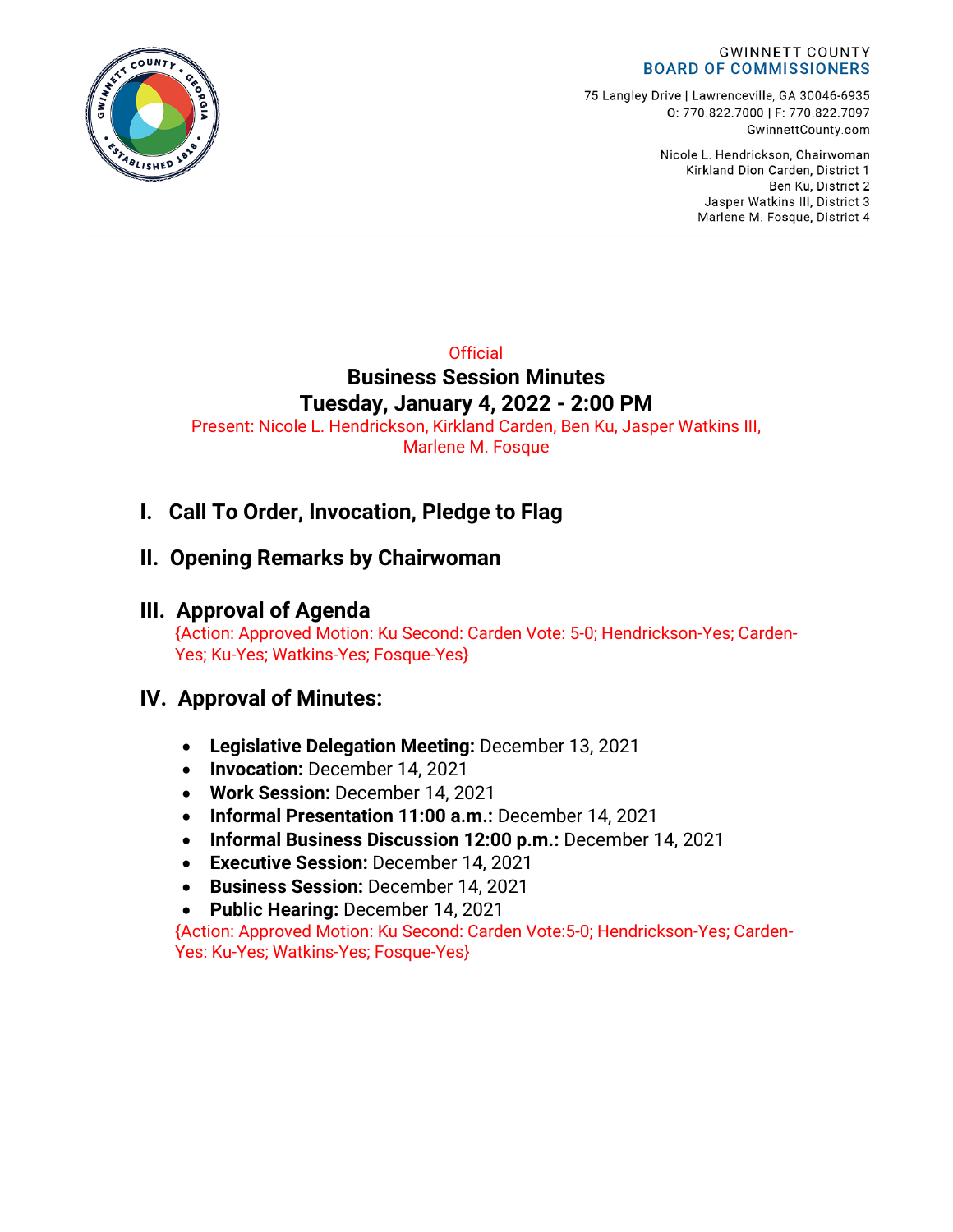GWINNETT COUNTY
BOARD OF COMMISSIONERS

75 Langley Drive | Lawrenceville, GA 30046-6935
O: 770.822.7000 | F: 770.822.7097
GwinnettCounty.com

Nicole L. Hendrickson, Chairwoman
Kirkland Dion Carden, District 1
Ben Ku, District 2
Jasper Watkins III, District 3
Marlene M. Fosque, District 4

Official

# Business Session Minutes
# Tuesday, January 4, 2022 - 2:00 PM

Present: Nicole L. Hendrickson, Kirkland Carden, Ben Ku, Jasper Watkins III, Marlene M. Fosque

## I. Call To Order, Invocation, Pledge to Flag

## II. Opening Remarks by Chairwoman

## III. Approval of Agenda

{Action: Approved Motion: Ku Second: Carden Vote: 5-0; Hendrickson-Yes; Carden-Yes; Ku-Yes; Watkins-Yes; Fosque-Yes}

## IV. Approval of Minutes:

- **Legislative Delegation Meeting:** December 13, 2021
- **Invocation:** December 14, 2021
- **Work Session:** December 14, 2021
- **Informal Presentation 11:00 a.m.:** December 14, 2021
- **Informal Business Discussion 12:00 p.m.:** December 14, 2021
- **Executive Session:** December 14, 2021
- **Business Session:** December 14, 2021
- **Public Hearing:** December 14, 2021

{Action: Approved Motion: Ku Second: Carden Vote:5-0; Hendrickson-Yes; Carden-Yes: Ku-Yes; Watkins-Yes; Fosque-Yes}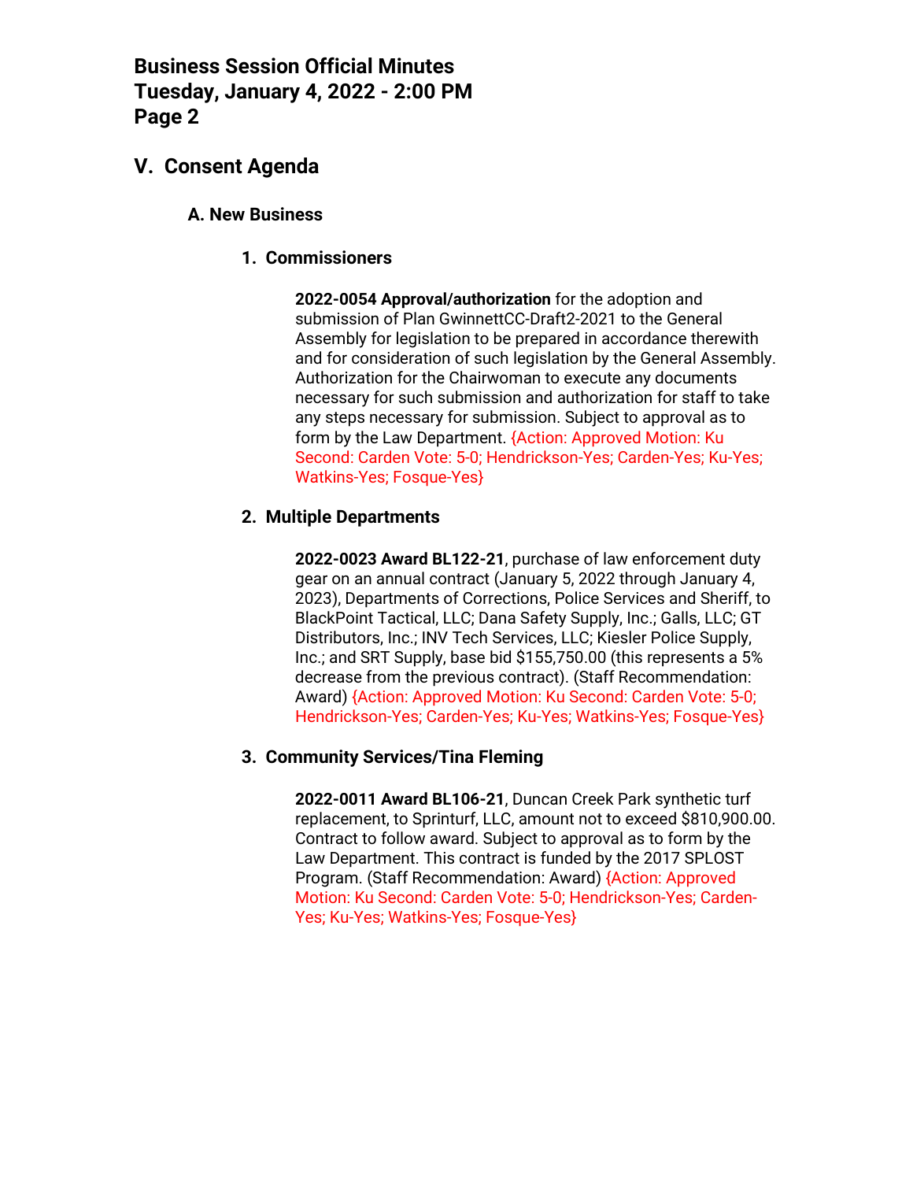## V. Consent Agenda

### A. New Business

#### 1. Commissioners

**2022-0054 Approval/authorization** for the adoption and submission of Plan GwinnettCC-Draft2-2021 to the General Assembly for legislation to be prepared in accordance therewith and for consideration of such legislation by the General Assembly. Authorization for the Chairwoman to execute any documents necessary for such submission and authorization for staff to take any steps necessary for submission. Subject to approval as to form by the Law Department. {Action: Approved Motion: Ku Second: Carden Vote: 5-0; Hendrickson-Yes; Carden-Yes; Ku-Yes; Watkins-Yes; Fosque-Yes}

#### 2. Multiple Departments

**2022-0023 Award BL122-21**, purchase of law enforcement duty gear on an annual contract (January 5, 2022 through January 4, 2023), Departments of Corrections, Police Services and Sheriff, to BlackPoint Tactical, LLC; Dana Safety Supply, Inc.; Galls, LLC; GT Distributors, Inc.; INV Tech Services, LLC; Kiesler Police Supply, Inc.; and SRT Supply, base bid $155,750.00 (this represents a 5% decrease from the previous contract). (Staff Recommendation: Award) {Action: Approved Motion: Ku Second: Carden Vote: 5-0; Hendrickson-Yes; Carden-Yes; Ku-Yes; Watkins-Yes; Fosque-Yes}

#### 3. Community Services/Tina Fleming

**2022-0011 Award BL106-21**, Duncan Creek Park synthetic turf replacement, to Sprinturf, LLC, amount not to exceed $810,900.00. Contract to follow award. Subject to approval as to form by the Law Department. This contract is funded by the 2017 SPLOST Program. (Staff Recommendation: Award) {Action: Approved Motion: Ku Second: Carden Vote: 5-0; Hendrickson-Yes; Carden-Yes; Ku-Yes; Watkins-Yes; Fosque-Yes}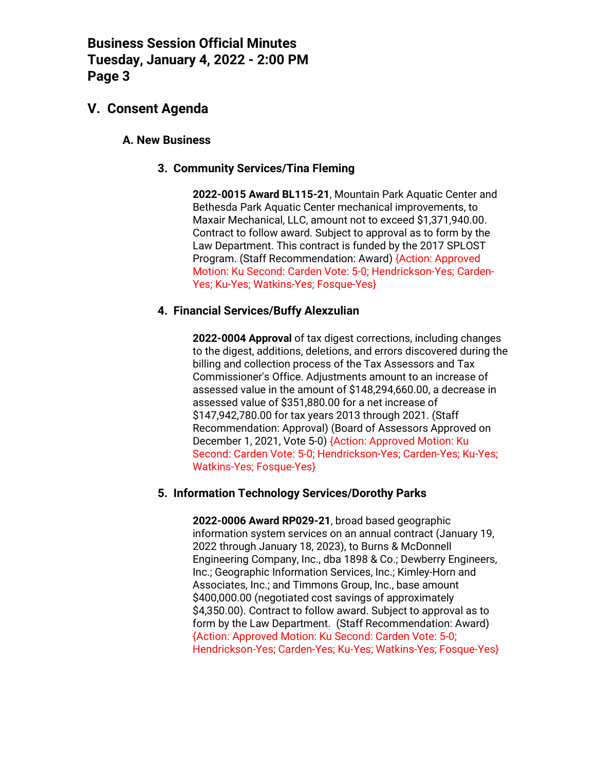## V. Consent Agenda

### A. New Business

#### 3. Community Services/Tina Fleming

**2022-0015 Award BL115-21**, Mountain Park Aquatic Center and Bethesda Park Aquatic Center mechanical improvements, to Maxair Mechanical, LLC, amount not to exceed $1,371,940.00. Contract to follow award. Subject to approval as to form by the Law Department. This contract is funded by the 2017 SPLOST Program. (Staff Recommendation: Award) {Action: Approved Motion: Ku Second: Carden Vote: 5-0; Hendrickson-Yes; Carden-Yes; Ku-Yes; Watkins-Yes; Fosque-Yes}

#### 4. Financial Services/Buffy Alexzulian

**2022-0004 Approval** of tax digest corrections, including changes to the digest, additions, deletions, and errors discovered during the billing and collection process of the Tax Assessors and Tax Commissioner's Office. Adjustments amount to an increase of assessed value in the amount of $148,294,660.00, a decrease in assessed value of $351,880.00 for a net increase of $147,942,780.00 for tax years 2013 through 2021. (Staff Recommendation: Approval) (Board of Assessors Approved on December 1, 2021, Vote 5-0) {Action: Approved Motion: Ku Second: Carden Vote: 5-0; Hendrickson-Yes; Carden-Yes; Ku-Yes; Watkins-Yes; Fosque-Yes}

#### 5. Information Technology Services/Dorothy Parks

**2022-0006 Award RP029-21**, broad based geographic information system services on an annual contract (January 19, 2022 through January 18, 2023), to Burns & McDonnell Engineering Company, Inc., dba 1898 & Co.; Dewberry Engineers, Inc.; Geographic Information Services, Inc.; Kimley-Horn and Associates, Inc.; and Timmons Group, Inc., base amount $400,000.00 (negotiated cost savings of approximately $4,350.00). Contract to follow award. Subject to approval as to form by the Law Department. (Staff Recommendation: Award) {Action: Approved Motion: Ku Second: Carden Vote: 5-0; Hendrickson-Yes; Carden-Yes; Ku-Yes; Watkins-Yes; Fosque-Yes}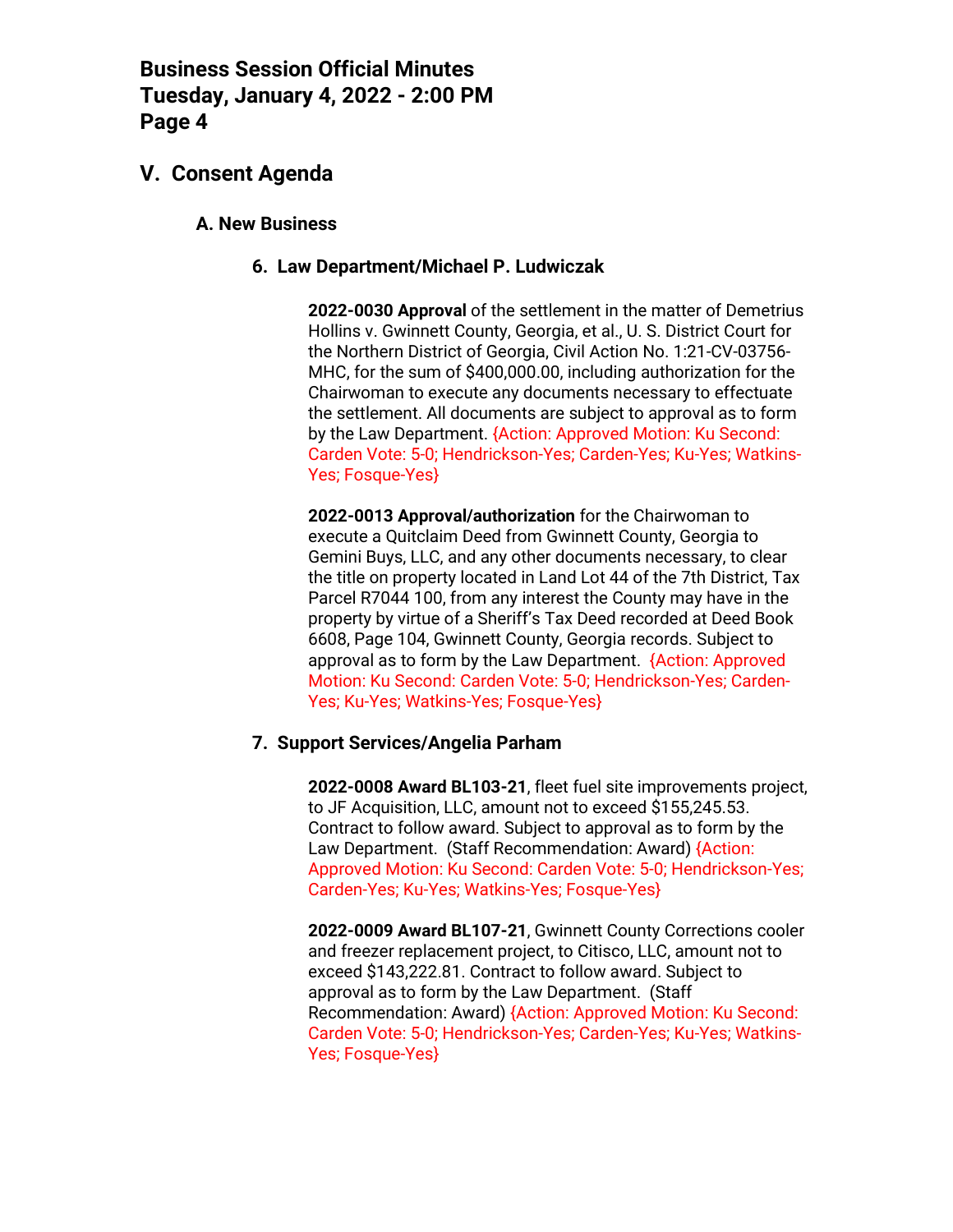## V. Consent Agenda

### A. New Business

#### 6. Law Department/Michael P. Ludwiczak

**2022-0030 Approval** of the settlement in the matter of Demetrius Hollins v. Gwinnett County, Georgia, et al., U. S. District Court for the Northern District of Georgia, Civil Action No. 1:21-CV-03756-MHC, for the sum of $400,000.00, including authorization for the Chairwoman to execute any documents necessary to effectuate the settlement. All documents are subject to approval as to form by the Law Department. {Action: Approved Motion: Ku Second: Carden Vote: 5-0; Hendrickson-Yes; Carden-Yes; Ku-Yes; Watkins-Yes; Fosque-Yes}

**2022-0013 Approval/authorization** for the Chairwoman to execute a Quitclaim Deed from Gwinnett County, Georgia to Gemini Buys, LLC, and any other documents necessary, to clear the title on property located in Land Lot 44 of the 7th District, Tax Parcel R7044 100, from any interest the County may have in the property by virtue of a Sheriff's Tax Deed recorded at Deed Book 6608, Page 104, Gwinnett County, Georgia records. Subject to approval as to form by the Law Department. {Action: Approved Motion: Ku Second: Carden Vote: 5-0; Hendrickson-Yes; Carden-Yes; Ku-Yes; Watkins-Yes; Fosque-Yes}

#### 7. Support Services/Angelia Parham

**2022-0008 Award BL103-21**, fleet fuel site improvements project, to JF Acquisition, LLC, amount not to exceed $155,245.53. Contract to follow award. Subject to approval as to form by the Law Department. (Staff Recommendation: Award) {Action: Approved Motion: Ku Second: Carden Vote: 5-0; Hendrickson-Yes; Carden-Yes; Ku-Yes; Watkins-Yes; Fosque-Yes}

**2022-0009 Award BL107-21**, Gwinnett County Corrections cooler and freezer replacement project, to Citisco, LLC, amount not to exceed $143,222.81. Contract to follow award. Subject to approval as to form by the Law Department. (Staff Recommendation: Award) {Action: Approved Motion: Ku Second: Carden Vote: 5-0; Hendrickson-Yes; Carden-Yes; Ku-Yes; Watkins-Yes; Fosque-Yes}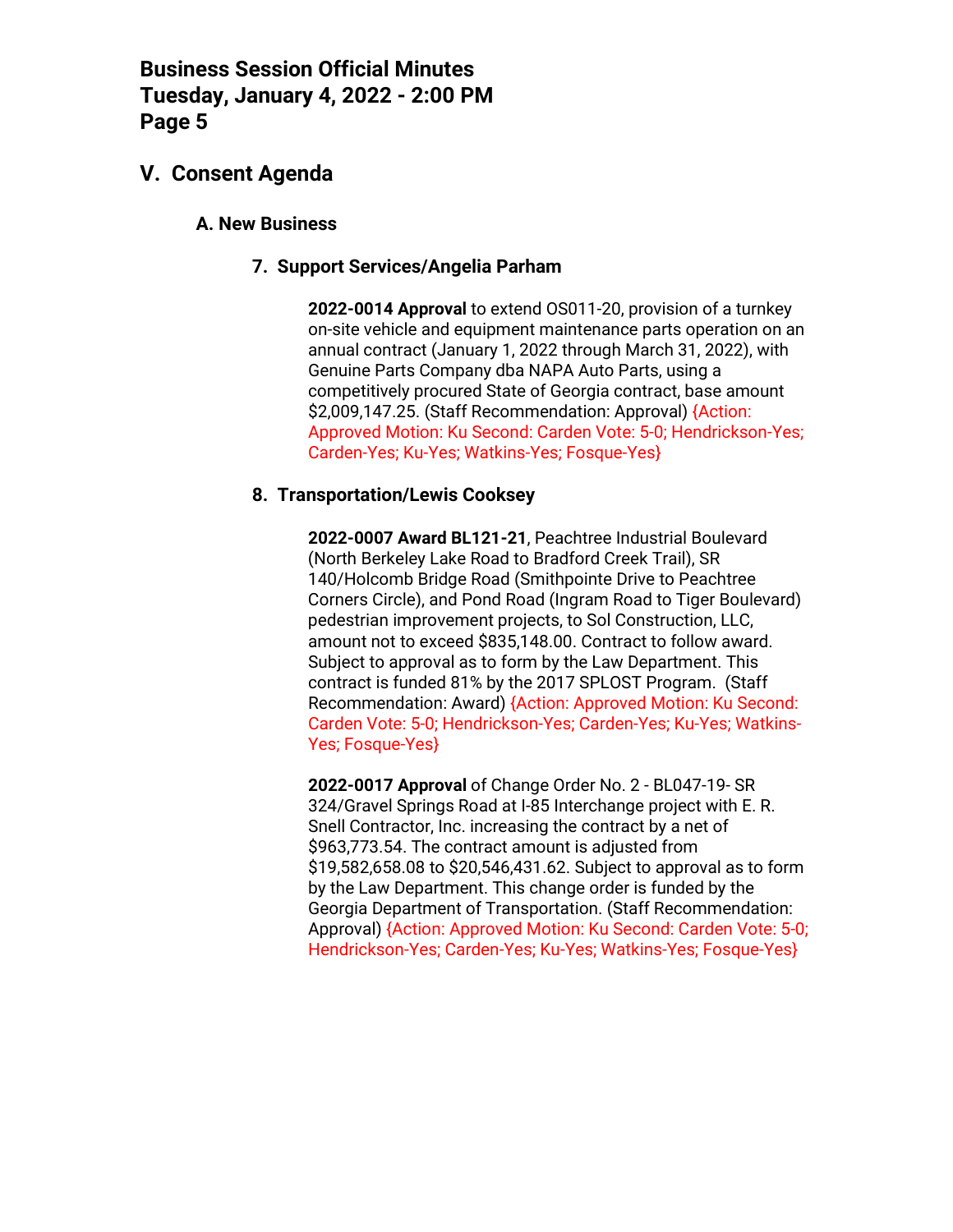## V. Consent Agenda

### A. New Business

#### 7. Support Services/Angelia Parham

**2022-0014 Approval** to extend OS011-20, provision of a turnkey on-site vehicle and equipment maintenance parts operation on an annual contract (January 1, 2022 through March 31, 2022), with Genuine Parts Company dba NAPA Auto Parts, using a competitively procured State of Georgia contract, base amount $2,009,147.25. (Staff Recommendation: Approval) {Action: Approved Motion: Ku Second: Carden Vote: 5-0; Hendrickson-Yes; Carden-Yes; Ku-Yes; Watkins-Yes; Fosque-Yes}

#### 8. Transportation/Lewis Cooksey

**2022-0007 Award BL121-21**, Peachtree Industrial Boulevard (North Berkeley Lake Road to Bradford Creek Trail), SR 140/Holcomb Bridge Road (Smithpointe Drive to Peachtree Corners Circle), and Pond Road (Ingram Road to Tiger Boulevard) pedestrian improvement projects, to Sol Construction, LLC, amount not to exceed $835,148.00. Contract to follow award. Subject to approval as to form by the Law Department. This contract is funded 81% by the 2017 SPLOST Program. (Staff Recommendation: Award) {Action: Approved Motion: Ku Second: Carden Vote: 5-0; Hendrickson-Yes; Carden-Yes; Ku-Yes; Watkins-Yes; Fosque-Yes}

**2022-0017 Approval** of Change Order No. 2 - BL047-19- SR 324/Gravel Springs Road at I-85 Interchange project with E. R. Snell Contractor, Inc. increasing the contract by a net of $963,773.54. The contract amount is adjusted from $19,582,658.08 to $20,546,431.62. Subject to approval as to form by the Law Department. This change order is funded by the Georgia Department of Transportation. (Staff Recommendation: Approval) {Action: Approved Motion: Ku Second: Carden Vote: 5-0; Hendrickson-Yes; Carden-Yes; Ku-Yes; Watkins-Yes; Fosque-Yes}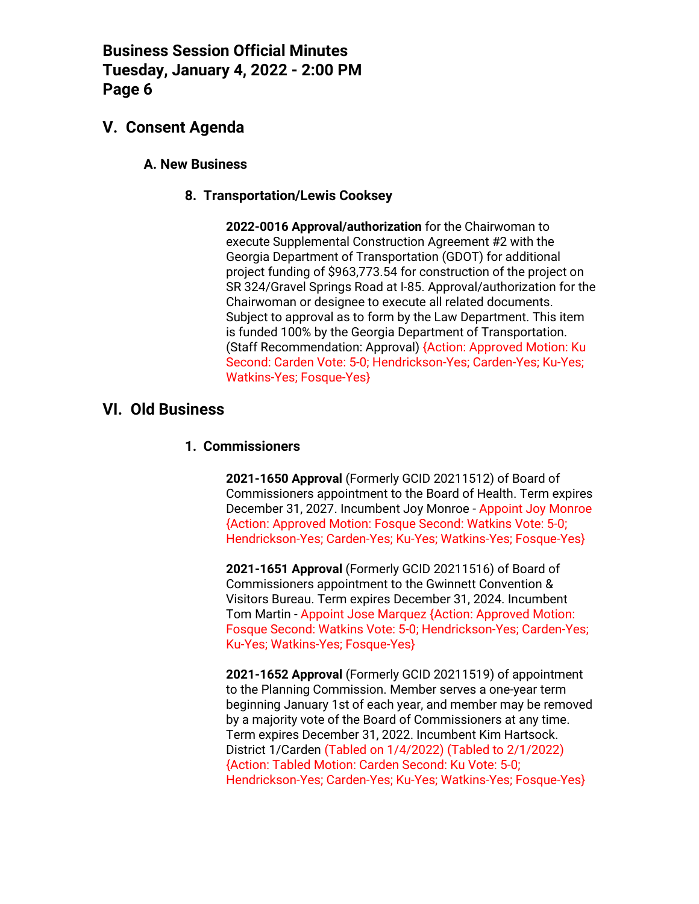## V. Consent Agenda

### A. New Business

#### 8. Transportation/Lewis Cooksey

**2022-0016 Approval/authorization** for the Chairwoman to execute Supplemental Construction Agreement #2 with the Georgia Department of Transportation (GDOT) for additional project funding of $963,773.54 for construction of the project on SR 324/Gravel Springs Road at I-85. Approval/authorization for the Chairwoman or designee to execute all related documents. Subject to approval as to form by the Law Department. This item is funded 100% by the Georgia Department of Transportation. (Staff Recommendation: Approval) {Action: Approved Motion: Ku Second: Carden Vote: 5-0; Hendrickson-Yes; Carden-Yes; Ku-Yes; Watkins-Yes; Fosque-Yes}

## VI. Old Business

#### 1. Commissioners

**2021-1650 Approval** (Formerly GCID 20211512) of Board of Commissioners appointment to the Board of Health. Term expires December 31, 2027. Incumbent Joy Monroe - Appoint Joy Monroe {Action: Approved Motion: Fosque Second: Watkins Vote: 5-0; Hendrickson-Yes; Carden-Yes; Ku-Yes; Watkins-Yes; Fosque-Yes}

**2021-1651 Approval** (Formerly GCID 20211516) of Board of Commissioners appointment to the Gwinnett Convention & Visitors Bureau. Term expires December 31, 2024. Incumbent Tom Martin - Appoint Jose Marquez {Action: Approved Motion: Fosque Second: Watkins Vote: 5-0; Hendrickson-Yes; Carden-Yes; Ku-Yes; Watkins-Yes; Fosque-Yes}

**2021-1652 Approval** (Formerly GCID 20211519) of appointment to the Planning Commission. Member serves a one-year term beginning January 1st of each year, and member may be removed by a majority vote of the Board of Commissioners at any time. Term expires December 31, 2022. Incumbent Kim Hartsock. District 1/Carden (Tabled on 1/4/2022) (Tabled to 2/1/2022) {Action: Tabled Motion: Carden Second: Ku Vote: 5-0; Hendrickson-Yes; Carden-Yes; Ku-Yes; Watkins-Yes; Fosque-Yes}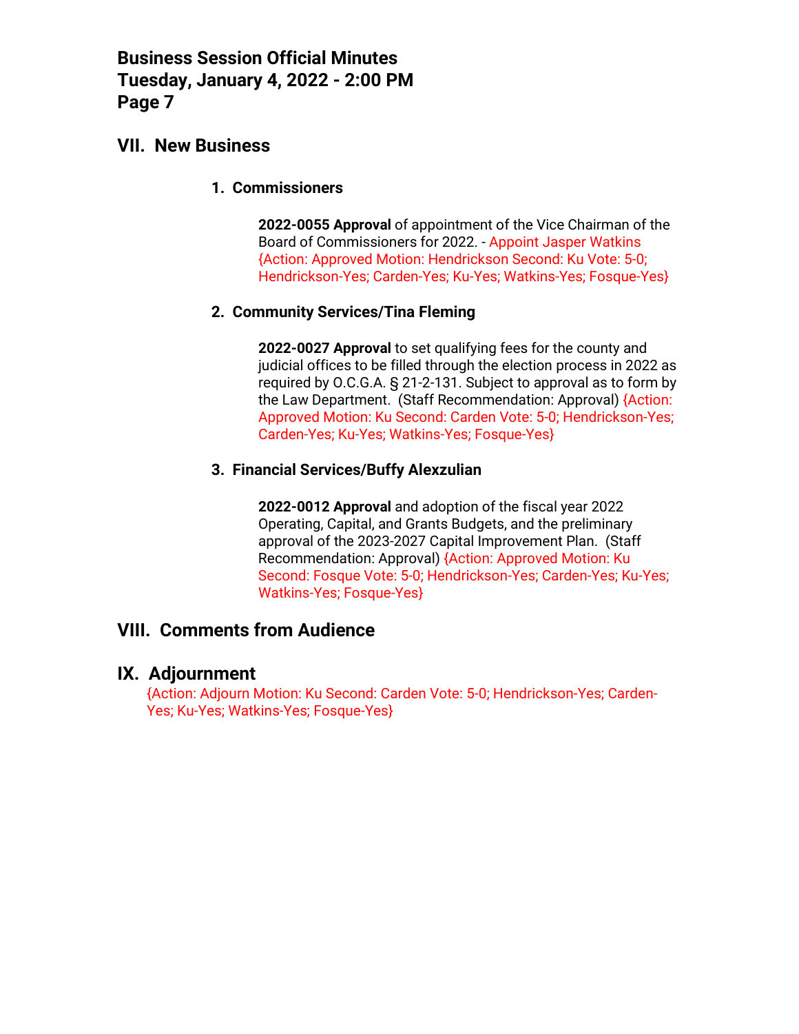## VII. New Business

### 1. Commissioners

**2022-0055 Approval** of appointment of the Vice Chairman of the Board of Commissioners for 2022. - Appoint Jasper Watkins {Action: Approved Motion: Hendrickson Second: Ku Vote: 5-0; Hendrickson-Yes; Carden-Yes; Ku-Yes; Watkins-Yes; Fosque-Yes}

### 2. Community Services/Tina Fleming

**2022-0027 Approval** to set qualifying fees for the county and judicial offices to be filled through the election process in 2022 as required by O.C.G.A. § 21-2-131. Subject to approval as to form by the Law Department. (Staff Recommendation: Approval) {Action: Approved Motion: Ku Second: Carden Vote: 5-0; Hendrickson-Yes; Carden-Yes; Ku-Yes; Watkins-Yes; Fosque-Yes}

### 3. Financial Services/Buffy Alexzulian

**2022-0012 Approval** and adoption of the fiscal year 2022 Operating, Capital, and Grants Budgets, and the preliminary approval of the 2023-2027 Capital Improvement Plan. (Staff Recommendation: Approval) {Action: Approved Motion: Ku Second: Fosque Vote: 5-0; Hendrickson-Yes; Carden-Yes; Ku-Yes; Watkins-Yes; Fosque-Yes}

## VIII. Comments from Audience

## IX. Adjournment

{Action: Adjourn Motion: Ku Second: Carden Vote: 5-0; Hendrickson-Yes; Carden-Yes; Ku-Yes; Watkins-Yes; Fosque-Yes}